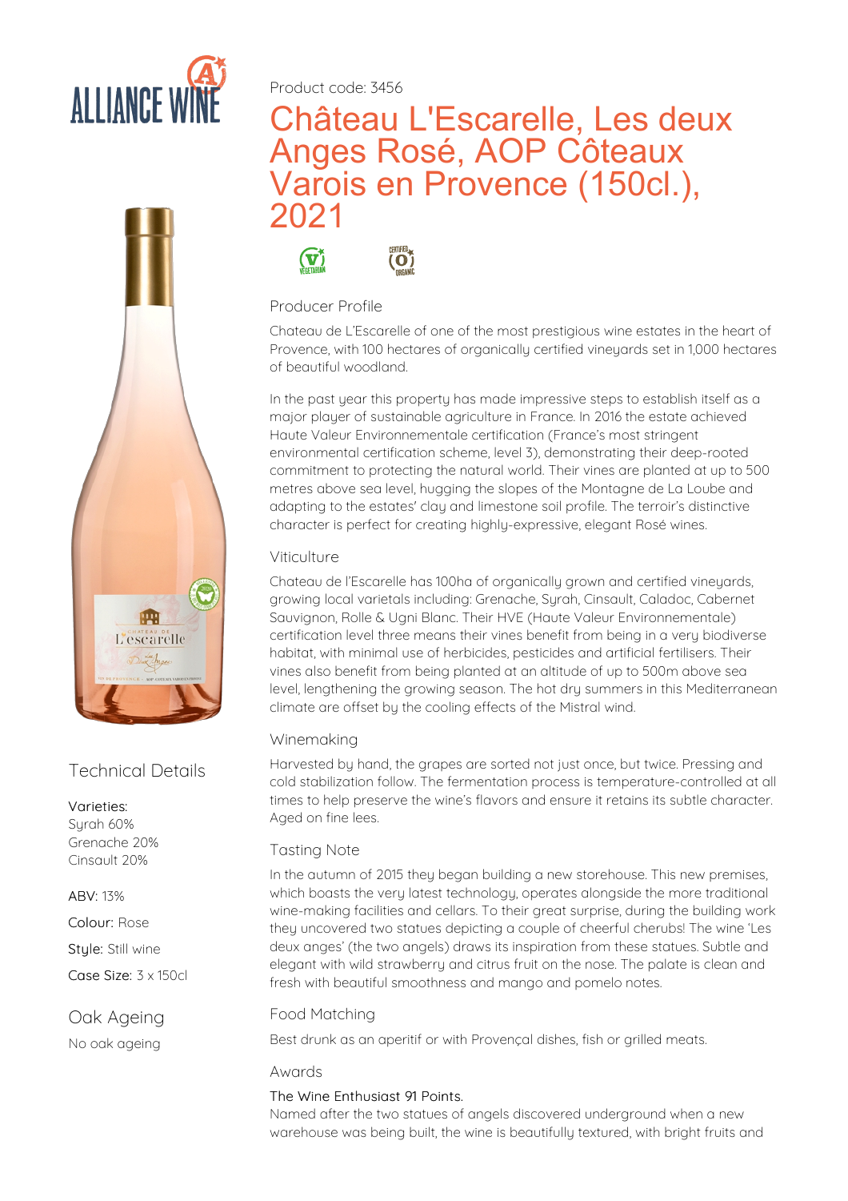Product code: 3456

# Château L'Escarelle, Les deux Anges Rosé, AOP Côteaux Varois en Provence (150cl.), 2021

## Technical Details

**Varieties:**
Syrah 60%
Grenache 20%
Cinsault 20%

**ABV:** 13%

**Colour:** Rose

**Style:** Still wine

**Case Size:** 3 x 150cl

## Oak Ageing

No oak ageing

## Producer Profile

Chateau de L'Escarelle of one of the most prestigious wine estates in the heart of Provence, with 100 hectares of organically certified vineyards set in 1,000 hectares of beautiful woodland.

In the past year this property has made impressive steps to establish itself as a major player of sustainable agriculture in France. In 2016 the estate achieved Haute Valeur Environnementale certification (France's most stringent environmental certification scheme, level 3), demonstrating their deep-rooted commitment to protecting the natural world. Their vines are planted at up to 500 metres above sea level, hugging the slopes of the Montagne de La Loube and adapting to the estates' clay and limestone soil profile. The terroir's distinctive character is perfect for creating highly-expressive, elegant Rosé wines.

### Viticulture

Chateau de l'Escarelle has 100ha of organically grown and certified vineyards, growing local varietals including: Grenache, Syrah, Cinsault, Caladoc, Cabernet Sauvignon, Rolle & Ugni Blanc. Their HVE (Haute Valeur Environnementale) certification level three means their vines benefit from being in a very biodiverse habitat, with minimal use of herbicides, pesticides and artificial fertilisers. Their vines also benefit from being planted at an altitude of up to 500m above sea level, lengthening the growing season. The hot dry summers in this Mediterranean climate are offset by the cooling effects of the Mistral wind.

### Winemaking

Harvested by hand, the grapes are sorted not just once, but twice. Pressing and cold stabilization follow. The fermentation process is temperature-controlled at all times to help preserve the wine's flavors and ensure it retains its subtle character. Aged on fine lees.

### Tasting Note

In the autumn of 2015 they began building a new storehouse. This new premises, which boasts the very latest technology, operates alongside the more traditional wine-making facilities and cellars. To their great surprise, during the building work they uncovered two statues depicting a couple of cheerful cherubs! The wine 'Les deux anges' (the two angels) draws its inspiration from these statues. Subtle and elegant with wild strawberry and citrus fruit on the nose. The palate is clean and fresh with beautiful smoothness and mango and pomelo notes.

### Food Matching

Best drunk as an aperitif or with Provençal dishes, fish or grilled meats.

### Awards

The Wine Enthusiast 91 Points.
Named after the two statues of angels discovered underground when a new warehouse was being built, the wine is beautifully textured, with bright fruits and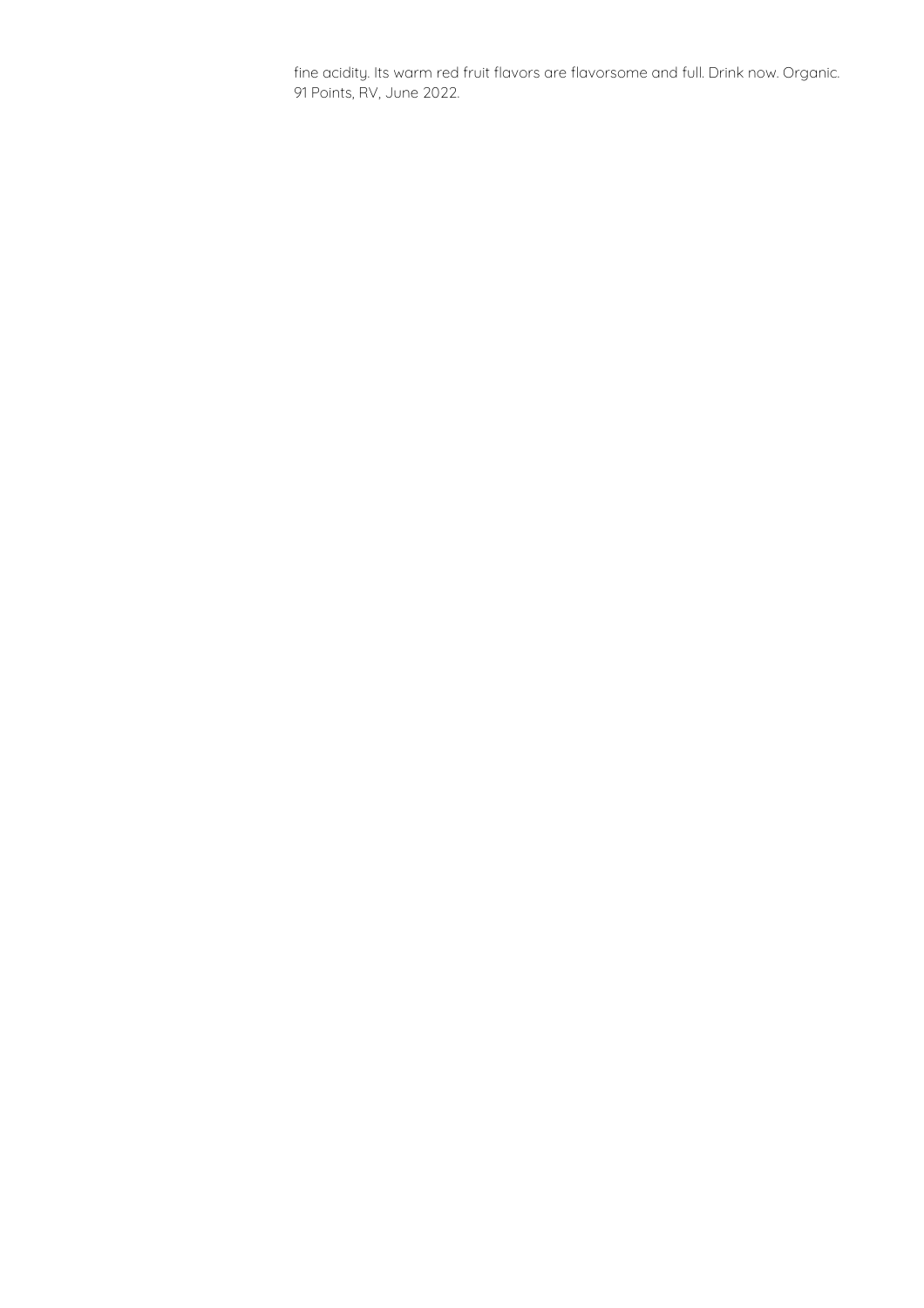fine acidity. Its warm red fruit flavors are flavorsome and full. Drink now. Organic.
91 Points, RV, June 2022.